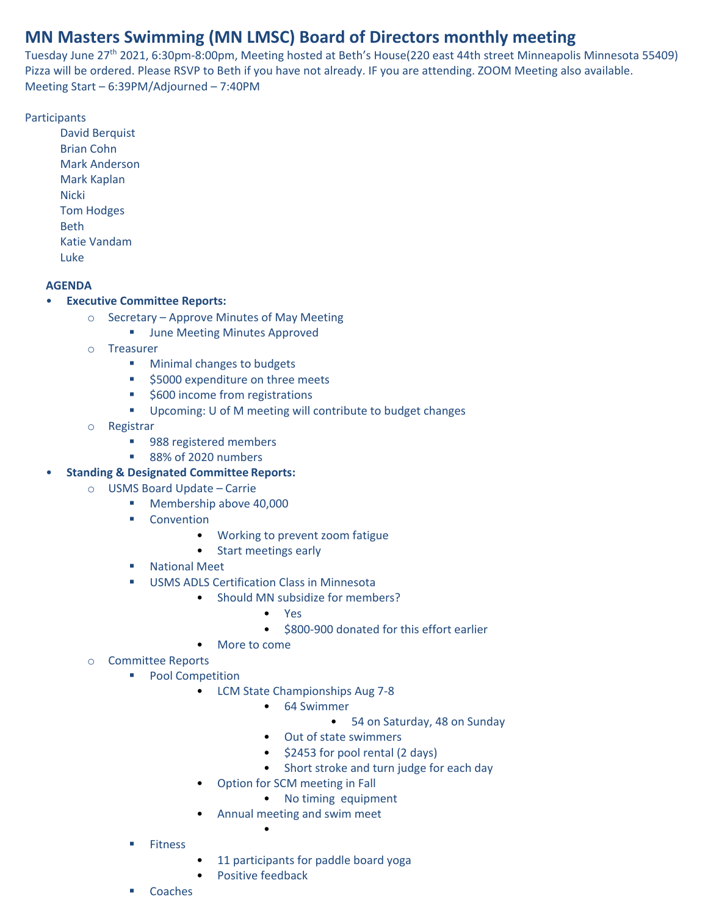# MN Masters Swimming (MN LMSC) Board of Directors monthly meeting

Tuesday June 27th 2021, 6:30pm-8:00pm, Meeting hosted at Beth's House(220 east 44th street Minneapolis Minnesota 55409)
Pizza will be ordered. Please RSVP to Beth if you have not already. IF you are attending. ZOOM Meeting also available.
Meeting Start – 6:39PM/Adjourned – 7:40PM

Participants

- David Berquist
- Brian Cohn
- Mark Anderson
- Mark Kaplan
- Nicki
- Tom Hodges
- Beth
- Katie Vandam
- Luke

**AGENDA**

- **Executive Committee Reports:**
  - Secretary – Approve Minutes of May Meeting
    - June Meeting Minutes Approved
  - Treasurer
    - Minimal changes to budgets
    - $5000 expenditure on three meets
    - $600 income from registrations
    - Upcoming: U of M meeting will contribute to budget changes
  - Registrar
    - 988 registered members
    - 88% of 2020 numbers
- **Standing & Designated Committee Reports:**
  - USMS Board Update – Carrie
    - Membership above 40,000
    - Convention
      - Working to prevent zoom fatigue
      - Start meetings early
    - National Meet
    - USMS ADLS Certification Class in Minnesota
      - Should MN subsidize for members?
        - Yes
        - $800-900 donated for this effort earlier
      - More to come
  - Committee Reports
    - Pool Competition
      - LCM State Championships Aug 7-8
        - 64 Swimmer
          - 54 on Saturday, 48 on Sunday
        - Out of state swimmers
        - $2453 for pool rental (2 days)
        - Short stroke and turn judge for each day
      - Option for SCM meeting in Fall
        - No timing equipment
      - Annual meeting and swim meet
        -
    - Fitness
      - 11 participants for paddle board yoga
      - Positive feedback
    - Coaches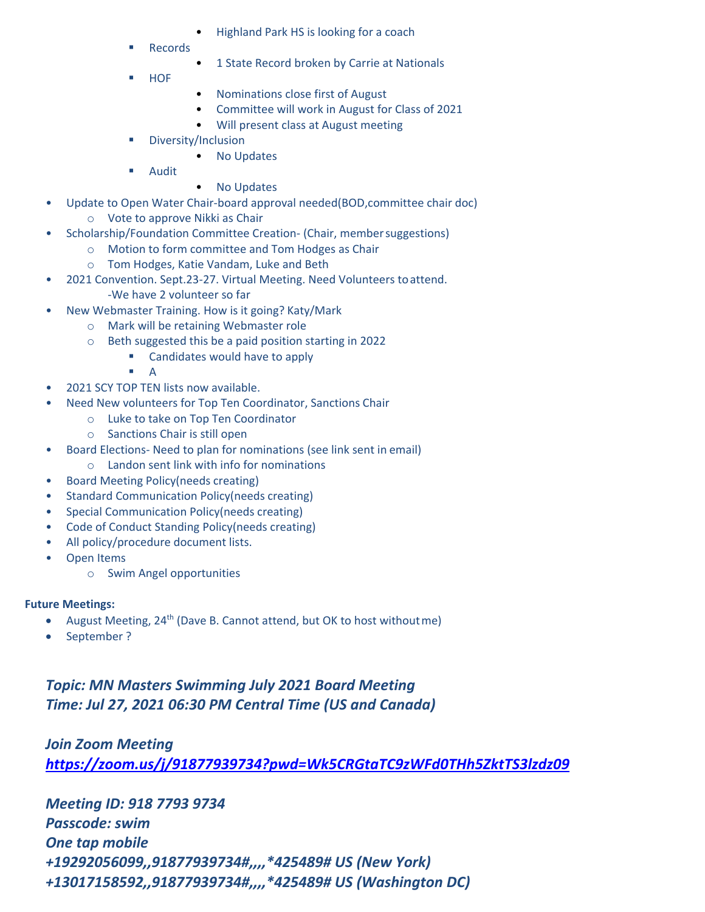- Highland Park HS is looking for a coach
    - Records
        - 1 State Record broken by Carrie at Nationals
    - HOF
        - Nominations close first of August
        - Committee will work in August for Class of 2021
        - Will present class at August meeting
    - Diversity/Inclusion
        - No Updates
    - Audit
        - No Updates

- Update to Open Water Chair-board approval needed(BOD,committee chair doc)
    - Vote to approve Nikki as Chair
- Scholarship/Foundation Committee Creation- (Chair, member suggestions)
    - Motion to form committee and Tom Hodges as Chair
    - Tom Hodges, Katie Vandam, Luke and Beth
- 2021 Convention. Sept.23-27. Virtual Meeting. Need Volunteers to attend.
  -We have 2 volunteer so far
- New Webmaster Training. How is it going? Katy/Mark
    - Mark will be retaining Webmaster role
    - Beth suggested this be a paid position starting in 2022
        - Candidates would have to apply
        - A
- 2021 SCY TOP TEN lists now available.
- Need New volunteers for Top Ten Coordinator, Sanctions Chair
    - Luke to take on Top Ten Coordinator
    - Sanctions Chair is still open
- Board Elections- Need to plan for nominations (see link sent in email)
    - Landon sent link with info for nominations
- Board Meeting Policy(needs creating)
- Standard Communication Policy(needs creating)
- Special Communication Policy(needs creating)
- Code of Conduct Standing Policy(needs creating)
- All policy/procedure document lists.
- Open Items
    - Swim Angel opportunities

**Future Meetings:**

- August Meeting, 24th (Dave B. Cannot attend, but OK to host without me)
- September ?

***Topic: MN Masters Swimming July 2021 Board Meeting***
***Time: Jul 27, 2021 06:30 PM Central Time (US and Canada)***

***Join Zoom Meeting***
***https://zoom.us/j/91877939734?pwd=Wk5CRGtaTC9zWFd0THh5ZktTS3lzdz09***

***Meeting ID: 918 7793 9734***
***Passcode: swim***
***One tap mobile***
***+19292056099,,91877939734#,,,,*425489# US (New York)***
***+13017158592,,91877939734#,,,,*425489# US (Washington DC)***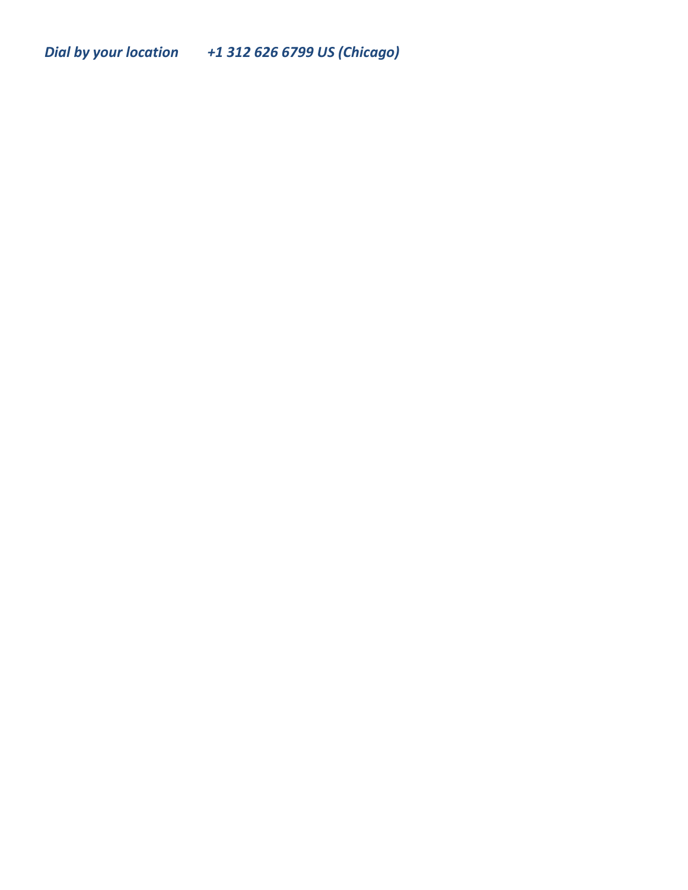*Dial by your location        +1 312 626 6799 US (Chicago)*